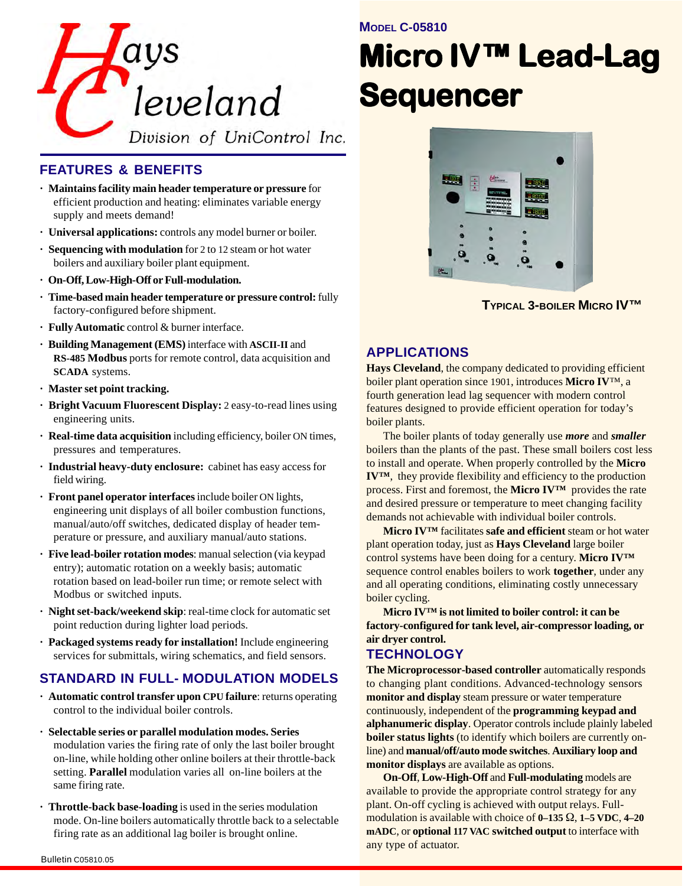Hays Cleveland
Division of UniControl Inc.

**Model C-05810**

# Micro IV™ Lead-Lag Sequencer

## FEATURES & BENEFITS

- **Maintains facility main header temperature or pressure** for efficient production and heating: eliminates variable energy supply and meets demand!
- **Universal applications:** controls any model burner or boiler.
- **Sequencing with modulation** for 2 to 12 steam or hot water boilers and auxiliary boiler plant equipment.
- **On-Off, Low-High-Off or Full-modulation.**
- **Time-based main header temperature or pressure control:** fully factory-configured before shipment.
- **Fully Automatic** control & burner interface.
- **Building Management (EMS)** interface with **ASCII-II** and **RS-485 Modbus** ports for remote control, data acquisition and **SCADA** systems.
- **Master set point tracking.**
- **Bright Vacuum Fluorescent Display:** 2 easy-to-read lines using engineering units.
- **Real-time data acquisition** including efficiency, boiler ON times, pressures and temperatures.
- **Industrial heavy-duty enclosure:** cabinet has easy access for field wiring.
- **Front panel operator interfaces** include boiler ON lights, engineering unit displays of all boiler combustion functions, manual/auto/off switches, dedicated display of header temperature or pressure, and auxiliary manual/auto stations.
- **Five lead-boiler rotation modes**: manual selection (via keypad entry); automatic rotation on a weekly basis; automatic rotation based on lead-boiler run time; or remote select with Modbus or switched inputs.
- **Night set-back/weekend skip**: real-time clock for automatic set point reduction during lighter load periods.
- **Packaged systems ready for installation!** Include engineering services for submittals, wiring schematics, and field sensors.

## STANDARD IN FULL- MODULATION MODELS

- **Automatic control transfer upon CPU failure**: returns operating control to the individual boiler controls.
- **Selectable series or parallel modulation modes. Series** modulation varies the firing rate of only the last boiler brought on-line, while holding other online boilers at their throttle-back setting. **Parallel** modulation varies all on-line boilers at the same firing rate.
- **Throttle-back base-loading** is used in the series modulation mode. On-line boilers automatically throttle back to a selectable firing rate as an additional lag boiler is brought online.

**Typical 3-Boiler Micro IV™**

## APPLICATIONS

**Hays Cleveland**, the company dedicated to providing efficient boiler plant operation since 1901, introduces **Micro IV**™, a fourth generation lead lag sequencer with modern control features designed to provide efficient operation for today's boiler plants.

The boiler plants of today generally use ***more*** and ***smaller*** boilers than the plants of the past. These small boilers cost less to install and operate. When properly controlled by the **Micro IV™**, they provide flexibility and efficiency to the production process. First and foremost, the **Micro IV™** provides the rate and desired pressure or temperature to meet changing facility demands not achievable with individual boiler controls.

**Micro IV™** facilitates **safe and efficient** steam or hot water plant operation today, just as **Hays Cleveland** large boiler control systems have been doing for a century. **Micro IV™** sequence control enables boilers to work **together**, under any and all operating conditions, eliminating costly unnecessary boiler cycling.

**Micro IV™ is not limited to boiler control: it can be factory-configured for tank level, air-compressor loading, or air dryer control.**

## TECHNOLOGY

**The Microprocessor-based controller** automatically responds to changing plant conditions. Advanced-technology sensors **monitor and display** steam pressure or water temperature continuously, independent of the **programming keypad and alphanumeric display**. Operator controls include plainly labeled **boiler status lights** (to identify which boilers are currently on-line) and **manual/off/auto mode switches**. **Auxiliary loop and monitor displays** are available as options.

**On-Off**, **Low-High-Off** and **Full-modulating** models are available to provide the appropriate control strategy for any plant. On-off cycling is achieved with output relays. Full-modulation is available with choice of **0–135 Ω**, **1–5 VDC**, **4–20 mADC**, or **optional 117 VAC switched output** to interface with any type of actuator.

Bulletin C05810.05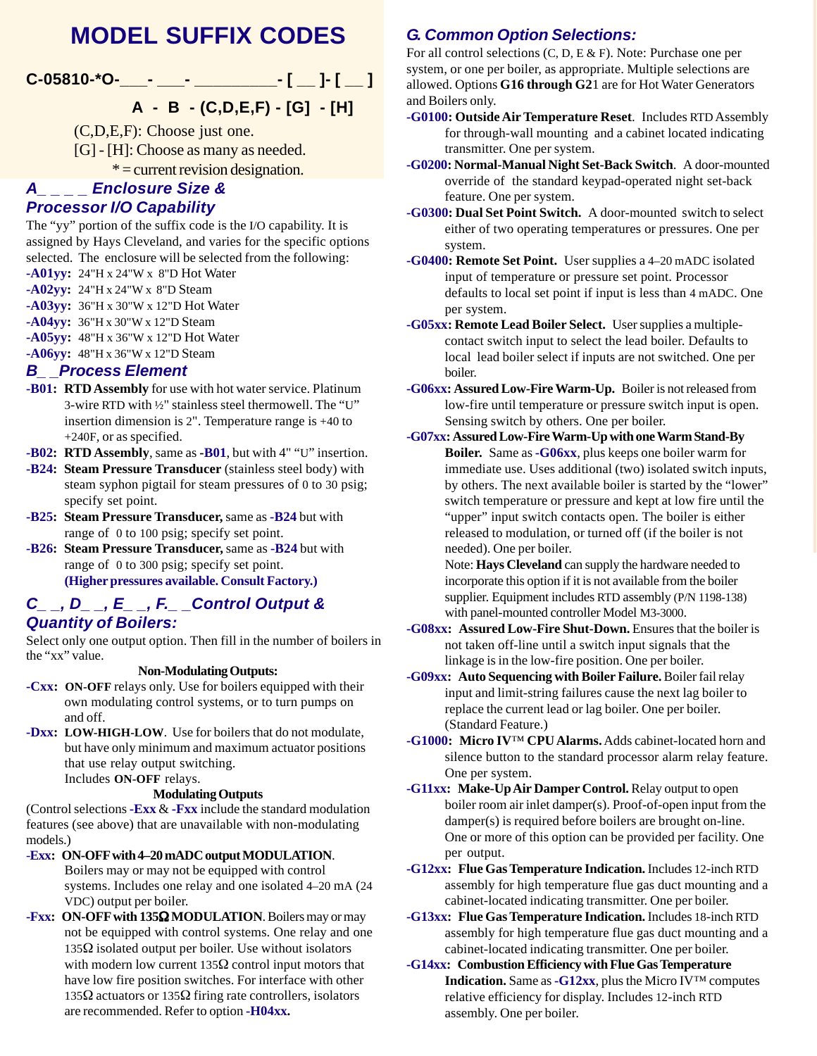# MODEL SUFFIX CODES

**C-05810-*O-___- ___- _________- [ __ ]- [ __ ]**

**A - B - (C,D,E,F) - [G] - [H]**

(C,D,E,F): Choose just one.
[G] - [H]: Choose as many as needed.
* = current revision designation.

### *A_ _ _ _ Enclosure Size & Processor I/O Capability*

The "yy" portion of the suffix code is the I/O capability. It is assigned by Hays Cleveland, and varies for the specific options selected. The enclosure will be selected from the following:

**-A01yy:** 24"H x 24"W x 8"D Hot Water
**-A02yy:** 24"H x 24"W x 8"D Steam
**-A03yy:** 36"H x 30"W x 12"D Hot Water
**-A04yy:** 36"H x 30"W x 12"D Steam
**-A05yy:** 48"H x 36"W x 12"D Hot Water
**-A06yy:** 48"H x 36"W x 12"D Steam

### *B_ _Process Element*

**-B01: RTD Assembly** for use with hot water service. Platinum 3-wire RTD with ½" stainless steel thermowell. The "U" insertion dimension is 2". Temperature range is +40 to +240F, or as specified.

**-B02: RTD Assembly**, same as **-B01**, but with 4" "U" insertion.

**-B24: Steam Pressure Transducer** (stainless steel body) with steam syphon pigtail for steam pressures of 0 to 30 psig; specify set point.

**-B25: Steam Pressure Transducer,** same as **-B24** but with range of 0 to 100 psig; specify set point.

**-B26: Steam Pressure Transducer,** same as **-B24** but with range of 0 to 300 psig; specify set point.
**(Higher pressures available. Consult Factory.)**

### *C_ _, D_ _, E_ _, F._ _Control Output & Quantity of Boilers:*

Select only one output option. Then fill in the number of boilers in the "xx" value.

**Non-Modulating Outputs:**

**-Cxx: ON-OFF** relays only. Use for boilers equipped with their own modulating control systems, or to turn pumps on and off.

**-Dxx: LOW-HIGH-LOW**. Use for boilers that do not modulate, but have only minimum and maximum actuator positions that use relay output switching.
Includes **ON-OFF** relays.

**Modulating Outputs**

(Control selections **-Exx** & **-Fxx** include the standard modulation features (see above) that are unavailable with non-modulating models.)

**-Exx: ON-OFF with 4–20 mADC output MODULATION**. Boilers may or may not be equipped with control systems. Includes one relay and one isolated 4–20 mA (24 VDC) output per boiler.

**-Fxx: ON-OFF with 135Ω MODULATION**. Boilers may or may not be equipped with control systems. One relay and one 135Ω isolated output per boiler. Use without isolators with modern low current 135Ω control input motors that have low fire position switches. For interface with other 135Ω actuators or 135Ω firing rate controllers, isolators are recommended. Refer to option **-H04xx.**

### *G. Common Option Selections:*

For all control selections (C, D, E & F). Note: Purchase one per system, or one per boiler, as appropriate. Multiple selections are allowed. Options **G16 through G2**1 are for Hot Water Generators and Boilers only.

**-G0100: Outside Air Temperature Reset**. Includes RTD Assembly for through-wall mounting and a cabinet located indicating transmitter. One per system.

**-G0200: Normal-Manual Night Set-Back Switch**. A door-mounted override of the standard keypad-operated night set-back feature. One per system.

**-G0300: Dual Set Point Switch.** A door-mounted switch to select either of two operating temperatures or pressures. One per system.

**-G0400: Remote Set Point.** User supplies a 4–20 mADC isolated input of temperature or pressure set point. Processor defaults to local set point if input is less than 4 mADC. One per system.

**-G05xx: Remote Lead Boiler Select.** User supplies a multiple-contact switch input to select the lead boiler. Defaults to local lead boiler select if inputs are not switched. One per boiler.

**-G06xx: Assured Low-Fire Warm-Up.** Boiler is not released from low-fire until temperature or pressure switch input is open. Sensing switch by others. One per boiler.

**-G07xx: Assured Low-Fire Warm-Up with one Warm Stand-By Boiler.** Same as **-G06xx**, plus keeps one boiler warm for immediate use. Uses additional (two) isolated switch inputs, by others. The next available boiler is started by the "lower" switch temperature or pressure and kept at low fire until the "upper" input switch contacts open. The boiler is either released to modulation, or turned off (if the boiler is not needed). One per boiler.
Note: **Hays Cleveland** can supply the hardware needed to incorporate this option if it is not available from the boiler supplier. Equipment includes RTD assembly (P/N 1198-138) with panel-mounted controller Model M3-3000.

**-G08xx: Assured Low-Fire Shut-Down.** Ensures that the boiler is not taken off-line until a switch input signals that the linkage is in the low-fire position. One per boiler.

**-G09xx: Auto Sequencing with Boiler Failure.** Boiler fail relay input and limit-string failures cause the next lag boiler to replace the current lead or lag boiler. One per boiler. (Standard Feature.)

**-G1000: Micro IV™ CPU Alarms.** Adds cabinet-located horn and silence button to the standard processor alarm relay feature. One per system.

**-G11xx: Make-Up Air Damper Control.** Relay output to open boiler room air inlet damper(s). Proof-of-open input from the damper(s) is required before boilers are brought on-line. One or more of this option can be provided per facility. One per output.

**-G12xx: Flue Gas Temperature Indication.** Includes 12-inch RTD assembly for high temperature flue gas duct mounting and a cabinet-located indicating transmitter. One per boiler.

**-G13xx: Flue Gas Temperature Indication.** Includes 18-inch RTD assembly for high temperature flue gas duct mounting and a cabinet-located indicating transmitter. One per boiler.

**-G14xx: Combustion Efficiency with Flue Gas Temperature Indication.** Same as **-G12xx**, plus the Micro IV™ computes relative efficiency for display. Includes 12-inch RTD assembly. One per boiler.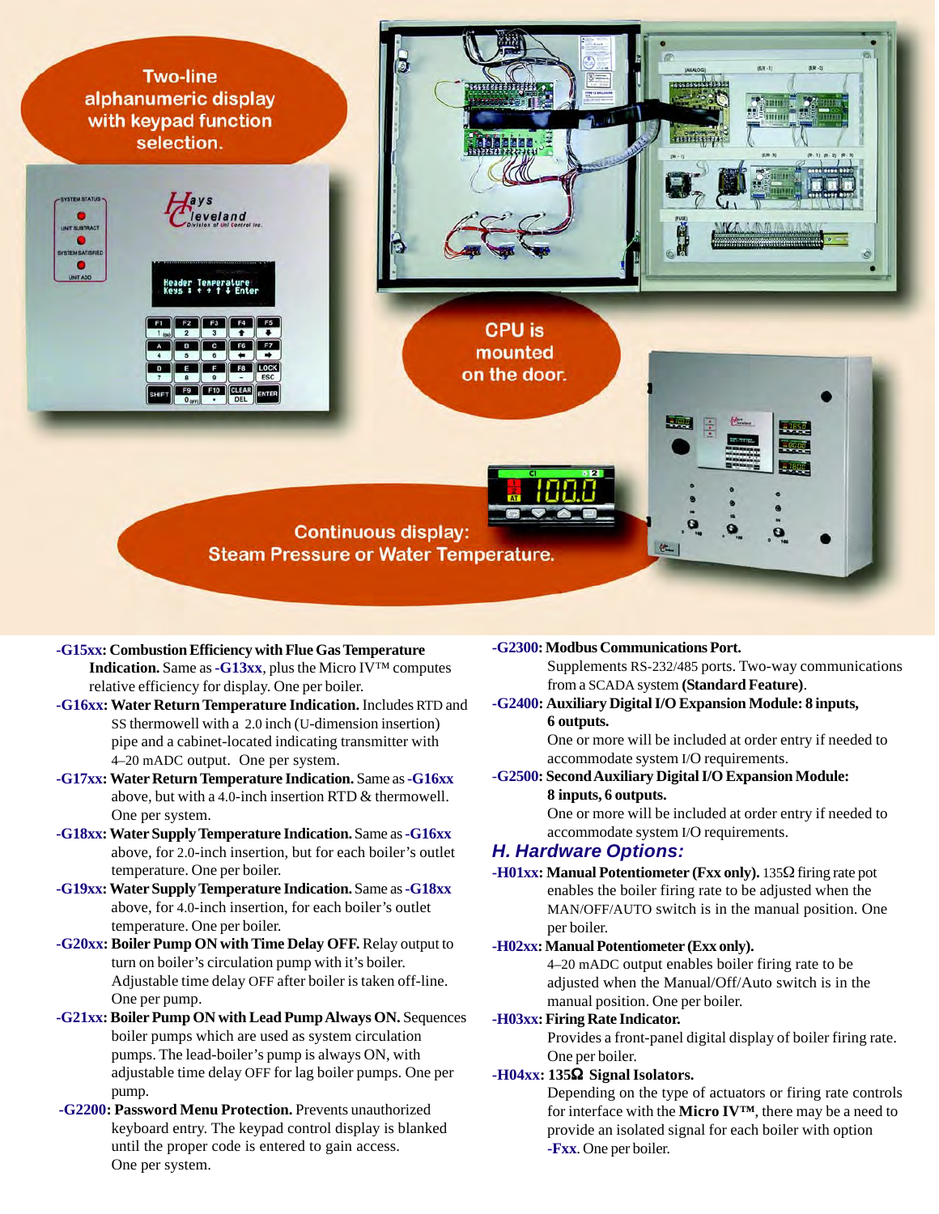Two-line alphanumeric display with keypad function selection.

CPU is mounted on the door.

Continuous display: Steam Pressure or Water Temperature.

**-G15xx: Combustion Efficiency with Flue Gas Temperature Indication.** Same as **-G13xx**, plus the Micro IV™ computes relative efficiency for display. One per boiler.

**-G16xx: Water Return Temperature Indication.** Includes RTD and SS thermowell with a 2.0 inch (U-dimension insertion) pipe and a cabinet-located indicating transmitter with 4–20 mADC output. One per system.

**-G17xx: Water Return Temperature Indication.** Same as **-G16xx** above, but with a 4.0-inch insertion RTD & thermowell. One per system.

**-G18xx: Water Supply Temperature Indication.** Same as **-G16xx** above, for 2.0-inch insertion, but for each boiler's outlet temperature. One per boiler.

**-G19xx: Water Supply Temperature Indication.** Same as **-G18xx** above, for 4.0-inch insertion, for each boiler's outlet temperature. One per boiler.

**-G20xx: Boiler Pump ON with Time Delay OFF.** Relay output to turn on boiler's circulation pump with it's boiler. Adjustable time delay OFF after boiler is taken off-line. One per pump.

**-G21xx: Boiler Pump ON with Lead Pump Always ON.** Sequences boiler pumps which are used as system circulation pumps. The lead-boiler's pump is always ON, with adjustable time delay OFF for lag boiler pumps. One per pump.

**-G2200: Password Menu Protection.** Prevents unauthorized keyboard entry. The keypad control display is blanked until the proper code is entered to gain access. One per system.

**-G2300: Modbus Communications Port.**
Supplements RS-232/485 ports. Two-way communications from a SCADA system **(Standard Feature)**.

**-G2400: Auxiliary Digital I/O Expansion Module: 8 inputs, 6 outputs.**
One or more will be included at order entry if needed to accommodate system I/O requirements.

**-G2500: Second Auxiliary Digital I/O Expansion Module: 8 inputs, 6 outputs.**
One or more will be included at order entry if needed to accommodate system I/O requirements.

## *H. Hardware Options:*

**-H01xx: Manual Potentiometer (Fxx only).** 135Ω firing rate pot enables the boiler firing rate to be adjusted when the MAN/OFF/AUTO switch is in the manual position. One per boiler.

**-H02xx: Manual Potentiometer (Exx only).**
4–20 mADC output enables boiler firing rate to be adjusted when the Manual/Off/Auto switch is in the manual position. One per boiler.

**-H03xx: Firing Rate Indicator.**
Provides a front-panel digital display of boiler firing rate. One per boiler.

**-H04xx: 135Ω Signal Isolators.**
Depending on the type of actuators or firing rate controls for interface with the **Micro IV™**, there may be a need to provide an isolated signal for each boiler with option **-Fxx**. One per boiler.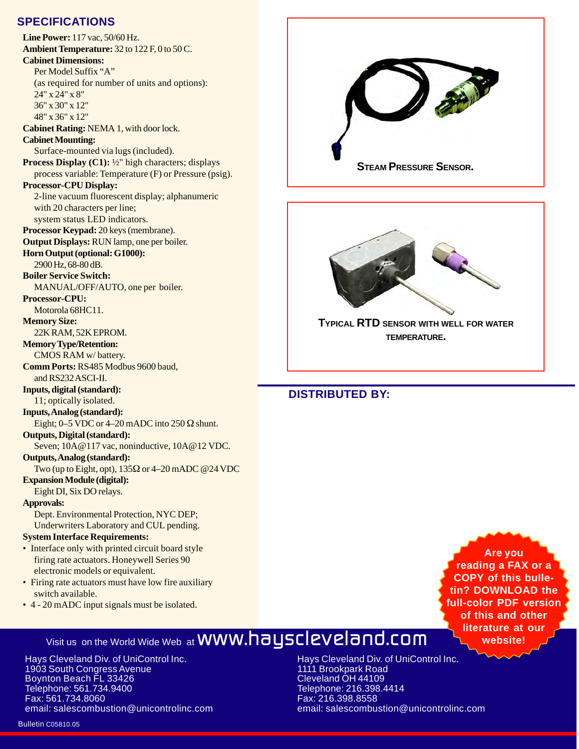## SPECIFICATIONS

**Line Power:** 117 vac, 50/60 Hz.
**Ambient Temperature:** 32 to 122 F, 0 to 50 C.
**Cabinet Dimensions:**
Per Model Suffix "A"
(as required for number of units and options):
24" x 24" x 8"
36" x 30" x 12"
48" x 36" x 12"
**Cabinet Rating:** NEMA 1, with door lock.
**Cabinet Mounting:**
Surface-mounted via lugs (included).
**Process Display (C1):** ½" high characters; displays process variable: Temperature (F) or Pressure (psig).
**Processor-CPU Display:**
2-line vacuum fluorescent display; alphanumeric with 20 characters per line;
system status LED indicators.
**Processor Keypad:** 20 keys (membrane).
**Output Displays:** RUN lamp, one per boiler.
**Horn Output (optional: G1000):**
2900 Hz, 68-80 dB.
**Boiler Service Switch:**
MANUAL/OFF/AUTO, one per boiler.
**Processor-CPU:**
Motorola 68HC11.
**Memory Size:**
22K RAM, 52K EPROM.
**Memory Type/Retention:**
CMOS RAM w/ battery.
**Comm Ports:** RS485 Modbus 9600 baud, and RS232 ASCI-II.
**Inputs, digital (standard):**
11; optically isolated.
**Inputs, Analog (standard):**
Eight; 0–5 VDC or 4–20 mADC into 250 Ω shunt.
**Outputs, Digital (standard):**
Seven; 10A@117 vac, noninductive, 10A@12 VDC.
**Outputs, Analog (standard):**
Two (up to Eight, opt), 135Ω or 4–20 mADC @24 VDC
**Expansion Module (digital):**
Eight DI, Six DO relays.
**Approvals:**
Dept. Environmental Protection, NYC DEP;
Underwriters Laboratory and CUL pending.
**System Interface Requirements:**

- Interface only with printed circuit board style firing rate actuators. Honeywell Series 90 electronic models or equivalent.
- Firing rate actuators must have low fire auxiliary switch available.
- 4 - 20 mADC input signals must be isolated.

STEAM PRESSURE SENSOR.

TYPICAL RTD SENSOR WITH WELL FOR WATER TEMPERATURE.

**DISTRIBUTED BY:**

Are you reading a FAX or a COPY of this bulletin? DOWNLOAD the full-color PDF version of this and other literature at our website!

Visit us on the World Wide Web at www.hayscleveland.com

Hays Cleveland Div. of UniControl Inc.
1903 South Congress Avenue
Boynton Beach FL 33426
Telephone: 561.734.9400
Fax: 561.734.8060
email: salescombustion@unicontrolinc.com

Hays Cleveland Div. of UniControl Inc.
1111 Brookpark Road
Cleveland OH 44109
Telephone: 216.398.4414
Fax: 216.398.8558
email: salescombustion@unicontrolinc.com

Bulletin C05810.05